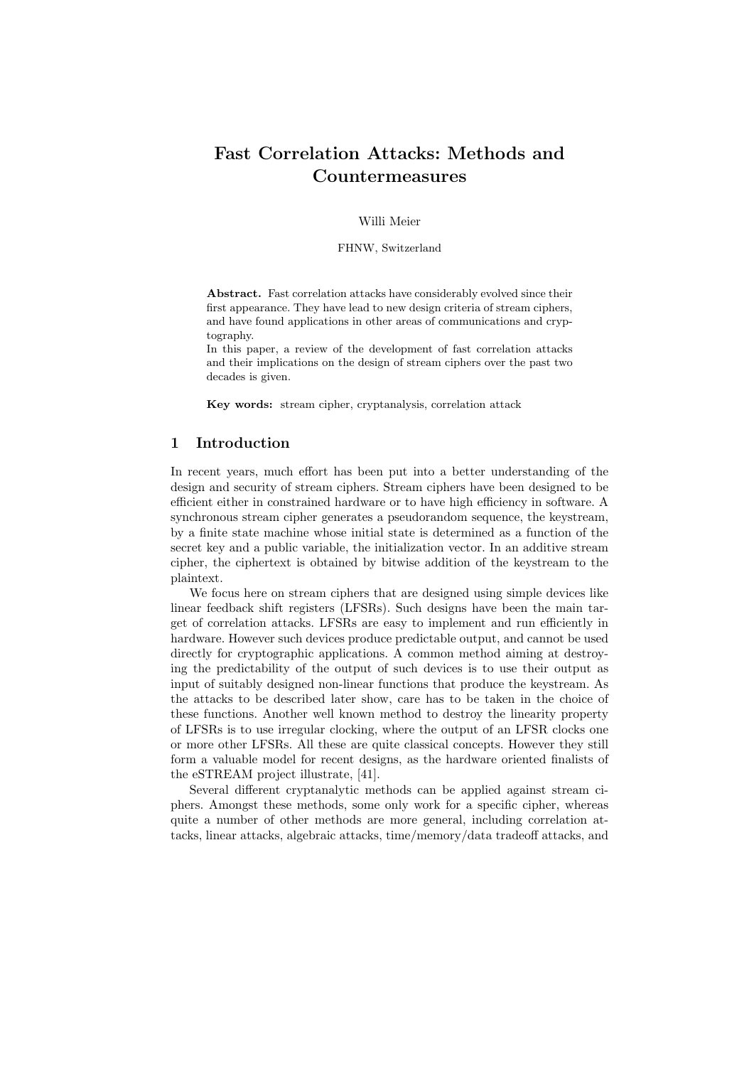# Fast Correlation Attacks: Methods and Countermeasures

Willi Meier

FHNW, Switzerland

**Abstract.** Fast correlation attacks have considerably evolved since their first appearance. They have lead to new design criteria of stream ciphers, and have found applications in other areas of communications and cryptography.

In this paper, a review of the development of fast correlation attacks and their implications on the design of stream ciphers over the past two decades is given.

**Key words:** stream cipher, cryptanalysis, correlation attack

## 1 Introduction

In recent years, much effort has been put into a better understanding of the design and security of stream ciphers. Stream ciphers have been designed to be efficient either in constrained hardware or to have high efficiency in software. A synchronous stream cipher generates a pseudorandom sequence, the keystream, by a finite state machine whose initial state is determined as a function of the secret key and a public variable, the initialization vector. In an additive stream cipher, the ciphertext is obtained by bitwise addition of the keystream to the plaintext.

We focus here on stream ciphers that are designed using simple devices like linear feedback shift registers (LFSRs). Such designs have been the main target of correlation attacks. LFSRs are easy to implement and run efficiently in hardware. However such devices produce predictable output, and cannot be used directly for cryptographic applications. A common method aiming at destroying the predictability of the output of such devices is to use their output as input of suitably designed non-linear functions that produce the keystream. As the attacks to be described later show, care has to be taken in the choice of these functions. Another well known method to destroy the linearity property of LFSRs is to use irregular clocking, where the output of an LFSR clocks one or more other LFSRs. All these are quite classical concepts. However they still form a valuable model for recent designs, as the hardware oriented finalists of the eSTREAM project illustrate, [41].

Several different cryptanalytic methods can be applied against stream ciphers. Amongst these methods, some only work for a specific cipher, whereas quite a number of other methods are more general, including correlation attacks, linear attacks, algebraic attacks, time/memory/data tradeoff attacks, and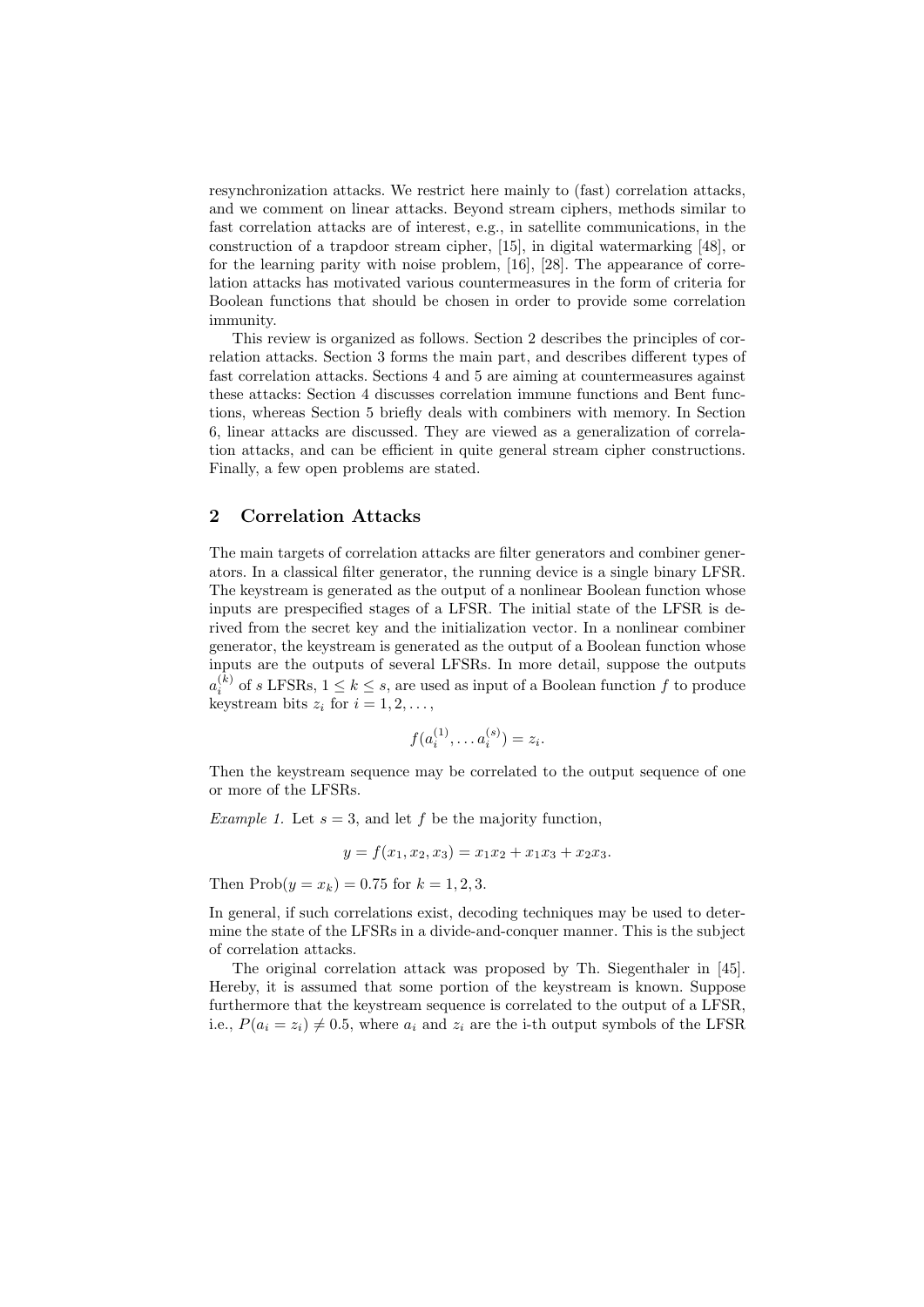resynchronization attacks. We restrict here mainly to (fast) correlation attacks, and we comment on linear attacks. Beyond stream ciphers, methods similar to fast correlation attacks are of interest, e.g., in satellite communications, in the construction of a trapdoor stream cipher, [15], in digital watermarking [48], or for the learning parity with noise problem, [16], [28]. The appearance of correlation attacks has motivated various countermeasures in the form of criteria for Boolean functions that should be chosen in order to provide some correlation immunity.

This review is organized as follows. Section 2 describes the principles of correlation attacks. Section 3 forms the main part, and describes different types of fast correlation attacks. Sections 4 and 5 are aiming at countermeasures against these attacks: Section 4 discusses correlation immune functions and Bent functions, whereas Section 5 briefly deals with combiners with memory. In Section 6, linear attacks are discussed. They are viewed as a generalization of correlation attacks, and can be efficient in quite general stream cipher constructions. Finally, a few open problems are stated.

## 2 Correlation Attacks

The main targets of correlation attacks are filter generators and combiner generators. In a classical filter generator, the running device is a single binary LFSR. The keystream is generated as the output of a nonlinear Boolean function whose inputs are prespecified stages of a LFSR. The initial state of the LFSR is derived from the secret key and the initialization vector. In a nonlinear combiner generator, the keystream is generated as the output of a Boolean function whose inputs are the outputs of several LFSRs. In more detail, suppose the outputs $a_i^{(k)}$ of $s$ LFSRs, $1 \leq k \leq s$, are used as input of a Boolean function $f$ to produce keystream bits $z_i$ for $i = 1, 2, \dots,$

$$f(a_i^{(1)}, \dots a_i^{(s)}) = z_i.$$

Then the keystream sequence may be correlated to the output sequence of one or more of the LFSRs.

*Example 1.* Let $s = 3$, and let $f$ be the majority function,

$$y = f(x_1, x_2, x_3) = x_1 x_2 + x_1 x_3 + x_2 x_3.$$

Then $\text{Prob}(y = x_k) = 0.75$ for $k = 1, 2, 3$.

In general, if such correlations exist, decoding techniques may be used to determine the state of the LFSRs in a divide-and-conquer manner. This is the subject of correlation attacks.

The original correlation attack was proposed by Th. Siegenthaler in [45]. Hereby, it is assumed that some portion of the keystream is known. Suppose furthermore that the keystream sequence is correlated to the output of a LFSR, i.e., $P(a_i = z_i) \neq 0.5$, where $a_i$ and $z_i$ are the i-th output symbols of the LFSR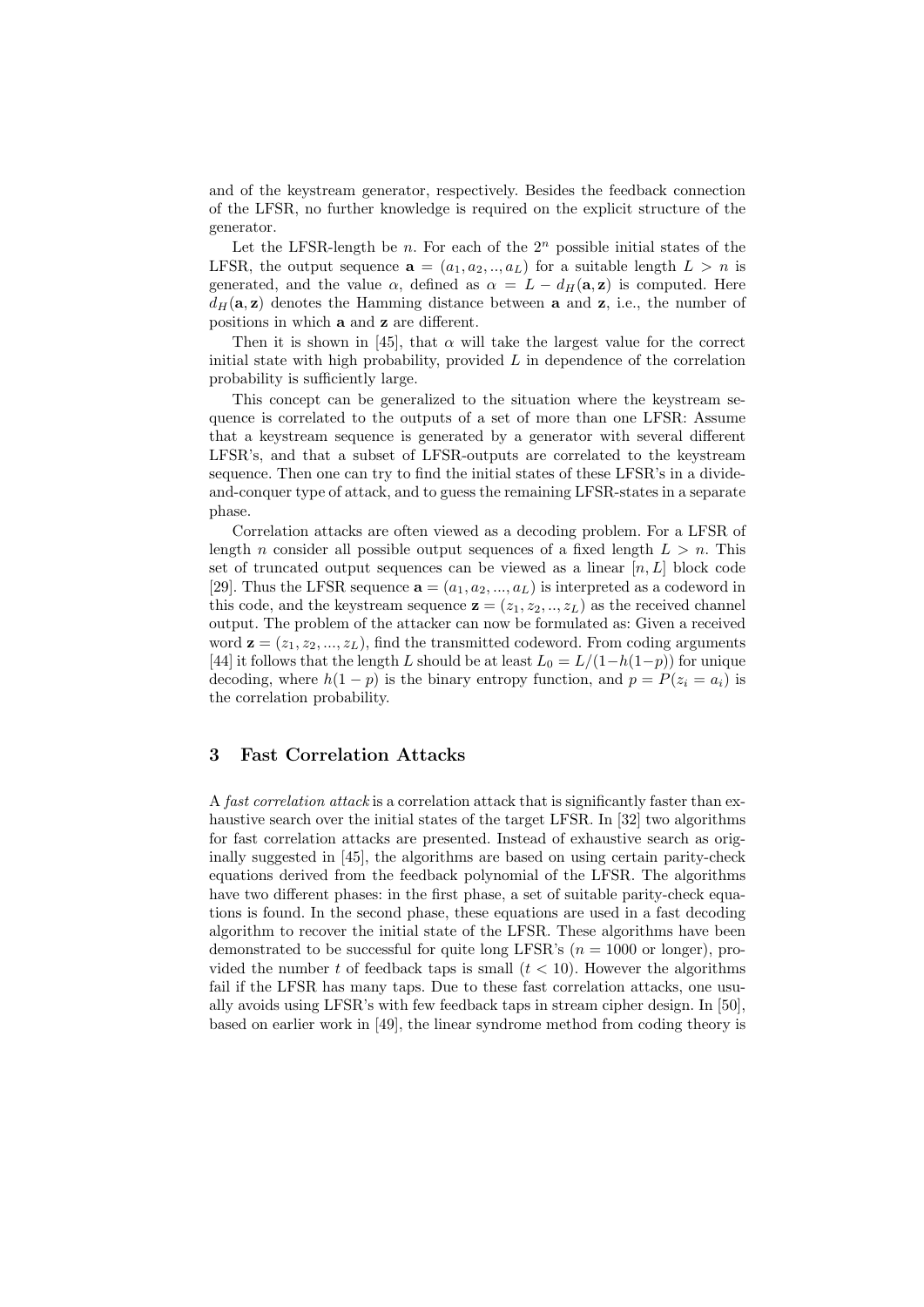and of the keystream generator, respectively. Besides the feedback connection of the LFSR, no further knowledge is required on the explicit structure of the generator.

Let the LFSR-length be $n$. For each of the $2^n$ possible initial states of the LFSR, the output sequence $\mathbf{a} = (a_1, a_2, .., a_L)$ for a suitable length $L > n$ is generated, and the value $\alpha$, defined as $\alpha = L - d_H(\mathbf{a}, \mathbf{z})$ is computed. Here $d_H(\mathbf{a}, \mathbf{z})$ denotes the Hamming distance between $\mathbf{a}$ and $\mathbf{z}$, i.e., the number of positions in which $\mathbf{a}$ and $\mathbf{z}$ are different.

Then it is shown in [45], that $\alpha$ will take the largest value for the correct initial state with high probability, provided $L$ in dependence of the correlation probability is sufficiently large.

This concept can be generalized to the situation where the keystream sequence is correlated to the outputs of a set of more than one LFSR: Assume that a keystream sequence is generated by a generator with several different LFSR's, and that a subset of LFSR-outputs are correlated to the keystream sequence. Then one can try to find the initial states of these LFSR's in a divide-and-conquer type of attack, and to guess the remaining LFSR-states in a separate phase.

Correlation attacks are often viewed as a decoding problem. For a LFSR of length $n$ consider all possible output sequences of a fixed length $L > n$. This set of truncated output sequences can be viewed as a linear $[n, L]$ block code [29]. Thus the LFSR sequence $\mathbf{a} = (a_1, a_2, ..., a_L)$ is interpreted as a codeword in this code, and the keystream sequence $\mathbf{z} = (z_1, z_2, .., z_L)$ as the received channel output. The problem of the attacker can now be formulated as: Given a received word $\mathbf{z} = (z_1, z_2, ..., z_L)$, find the transmitted codeword. From coding arguments [44] it follows that the length $L$ should be at least $L_0 = L/(1-h(1-p))$ for unique decoding, where $h(1-p)$ is the binary entropy function, and $p = P(z_i = a_i)$ is the correlation probability.

## 3 Fast Correlation Attacks

A *fast correlation attack* is a correlation attack that is significantly faster than exhaustive search over the initial states of the target LFSR. In [32] two algorithms for fast correlation attacks are presented. Instead of exhaustive search as originally suggested in [45], the algorithms are based on using certain parity-check equations derived from the feedback polynomial of the LFSR. The algorithms have two different phases: in the first phase, a set of suitable parity-check equations is found. In the second phase, these equations are used in a fast decoding algorithm to recover the initial state of the LFSR. These algorithms have been demonstrated to be successful for quite long LFSR's ($n = 1000$ or longer), provided the number $t$ of feedback taps is small ($t < 10$). However the algorithms fail if the LFSR has many taps. Due to these fast correlation attacks, one usually avoids using LFSR's with few feedback taps in stream cipher design. In [50], based on earlier work in [49], the linear syndrome method from coding theory is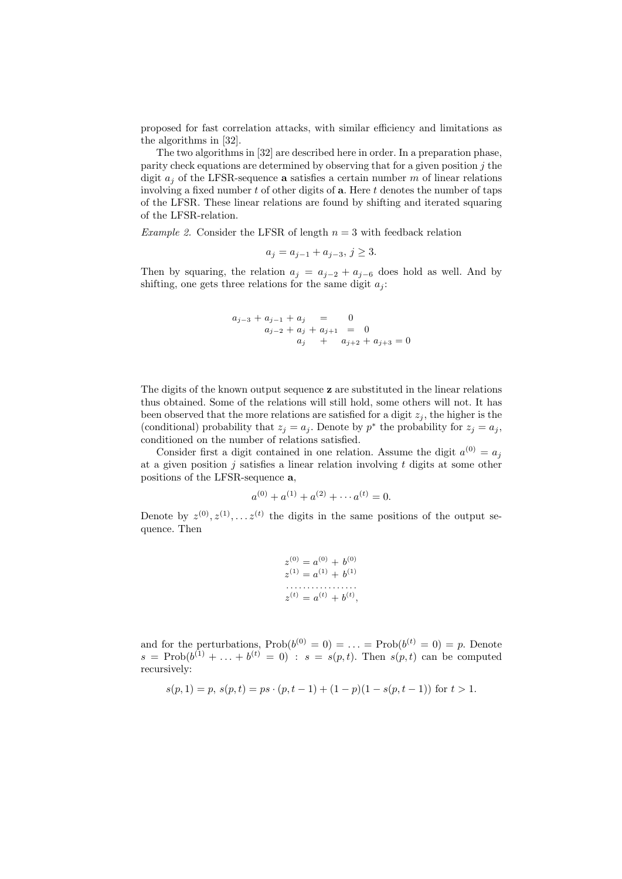proposed for fast correlation attacks, with similar efficiency and limitations as the algorithms in [32].

The two algorithms in [32] are described here in order. In a preparation phase, parity check equations are determined by observing that for a given position $j$ the digit $a_j$ of the LFSR-sequence $\mathbf{a}$ satisfies a certain number $m$ of linear relations involving a fixed number $t$ of other digits of $\mathbf{a}$. Here $t$ denotes the number of taps of the LFSR. These linear relations are found by shifting and iterated squaring of the LFSR-relation.

*Example 2.* Consider the LFSR of length $n = 3$ with feedback relation

$$a_j = a_{j-1} + a_{j-3},\ j \geq 3.$$

Then by squaring, the relation $a_j = a_{j-2} + a_{j-6}$ does hold as well. And by shifting, one gets three relations for the same digit $a_j$:

$$\begin{array}{l} a_{j-3} + a_{j-1} + a_j \quad = \quad 0 \\ \qquad\quad a_{j-2} + a_j + a_{j+1} \;=\; 0 \\ \qquad\qquad\quad a_j \quad + \quad a_{j+2} + a_{j+3} = 0 \end{array}$$

The digits of the known output sequence $\mathbf{z}$ are substituted in the linear relations thus obtained. Some of the relations will still hold, some others will not. It has been observed that the more relations are satisfied for a digit $z_j$, the higher is the (conditional) probability that $z_j = a_j$. Denote by $p^*$ the probability for $z_j = a_j$, conditioned on the number of relations satisfied.

Consider first a digit contained in one relation. Assume the digit $a^{(0)} = a_j$ at a given position $j$ satisfies a linear relation involving $t$ digits at some other positions of the LFSR-sequence $\mathbf{a}$,

$$a^{(0)} + a^{(1)} + a^{(2)} + \cdots a^{(t)} = 0.$$

Denote by $z^{(0)}, z^{(1)}, \ldots z^{(t)}$ the digits in the same positions of the output sequence. Then

$$\begin{array}{l} z^{(0)} = a^{(0)} + b^{(0)} \\ z^{(1)} = a^{(1)} + b^{(1)} \\ \ldots\ldots\ldots\ldots\ldots\ldots \\ z^{(t)} = a^{(t)} + b^{(t)}, \end{array}$$

and for the perturbations, $\text{Prob}(b^{(0)} = 0) = \ldots = \text{Prob}(b^{(t)} = 0) = p$. Denote $s = \text{Prob}(b^{(1)} + \ldots + b^{(t)} = 0)\ :\ s = s(p,t)$. Then $s(p,t)$ can be computed recursively:

$$s(p,1) = p,\ s(p,t) = ps \cdot (p, t-1) + (1-p)(1 - s(p, t-1)) \text{ for } t > 1.$$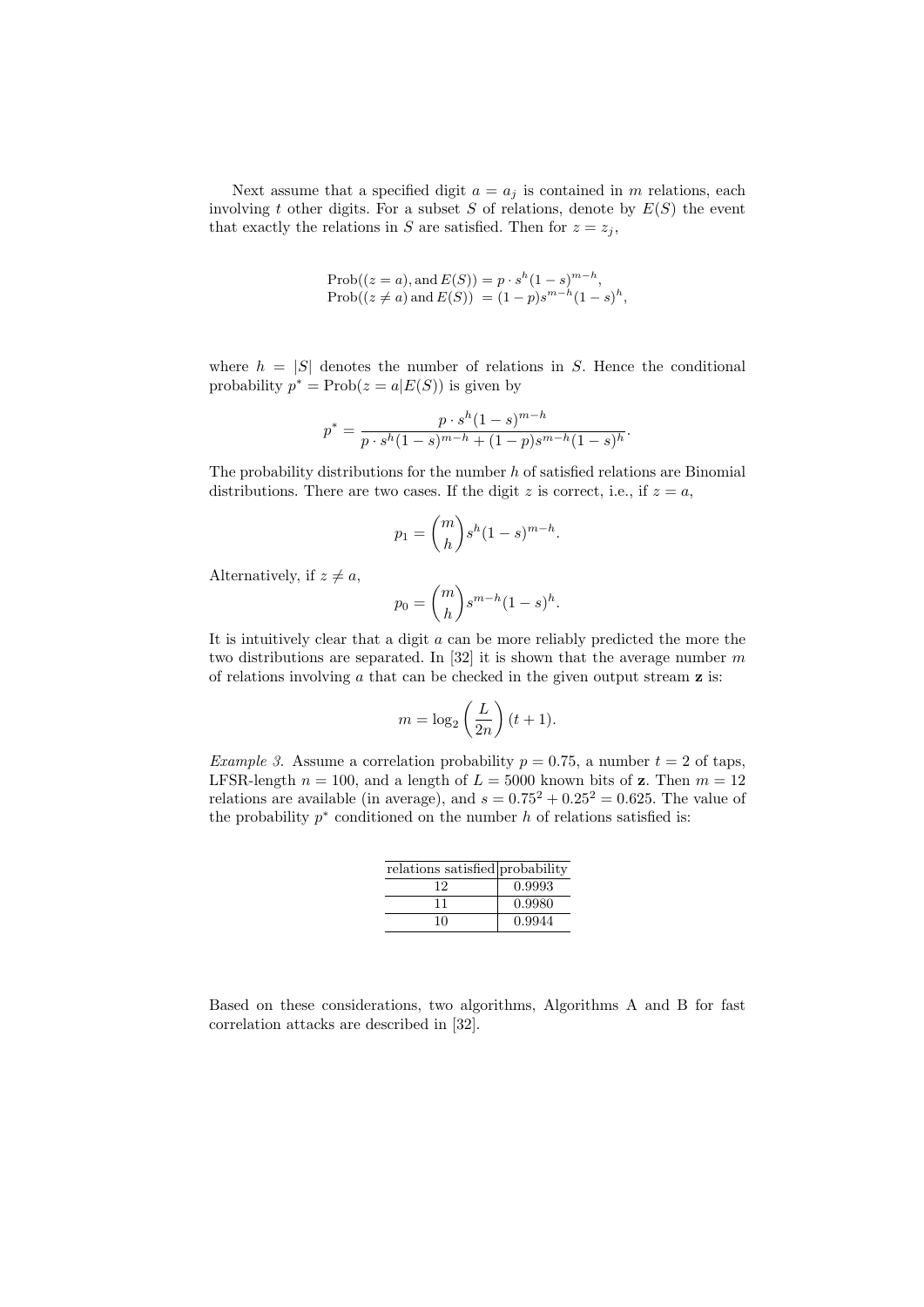Next assume that a specified digit $a = a_j$ is contained in $m$ relations, each involving $t$ other digits. For a subset $S$ of relations, denote by $E(S)$ the event that exactly the relations in $S$ are satisfied. Then for $z = z_j$,

$$\begin{aligned}
\text{Prob}((z = a), \text{and } E(S)) &= p \cdot s^h (1-s)^{m-h}, \\
\text{Prob}((z \neq a) \text{ and } E(S)) &= (1-p) s^{m-h} (1-s)^h,
\end{aligned}$$

where $h = |S|$ denotes the number of relations in $S$. Hence the conditional probability $p^* = \text{Prob}(z = a | E(S))$ is given by

$$p^* = \frac{p \cdot s^h (1-s)^{m-h}}{p \cdot s^h (1-s)^{m-h} + (1-p) s^{m-h} (1-s)^h}.$$

The probability distributions for the number $h$ of satisfied relations are Binomial distributions. There are two cases. If the digit $z$ is correct, i.e., if $z = a$,

$$p_1 = \binom{m}{h} s^h (1-s)^{m-h}.$$

Alternatively, if $z \neq a$,

$$p_0 = \binom{m}{h} s^{m-h} (1-s)^h.$$

It is intuitively clear that a digit $a$ can be more reliably predicted the more the two distributions are separated. In [32] it is shown that the average number $m$ of relations involving $a$ that can be checked in the given output stream $\mathbf{z}$ is:

$$m = \log_2 \left( \frac{L}{2n} \right) (t+1).$$

*Example 3.* Assume a correlation probability $p = 0.75$, a number $t = 2$ of taps, LFSR-length $n = 100$, and a length of $L = 5000$ known bits of $\mathbf{z}$. Then $m = 12$ relations are available (in average), and $s = 0.75^2 + 0.25^2 = 0.625$. The value of the probability $p^*$ conditioned on the number $h$ of relations satisfied is:

| relations satisfied | probability |
|---|---|
| 12 | 0.9993 |
| 11 | 0.9980 |
| 10 | 0.9944 |

Based on these considerations, two algorithms, Algorithms A and B for fast correlation attacks are described in [32].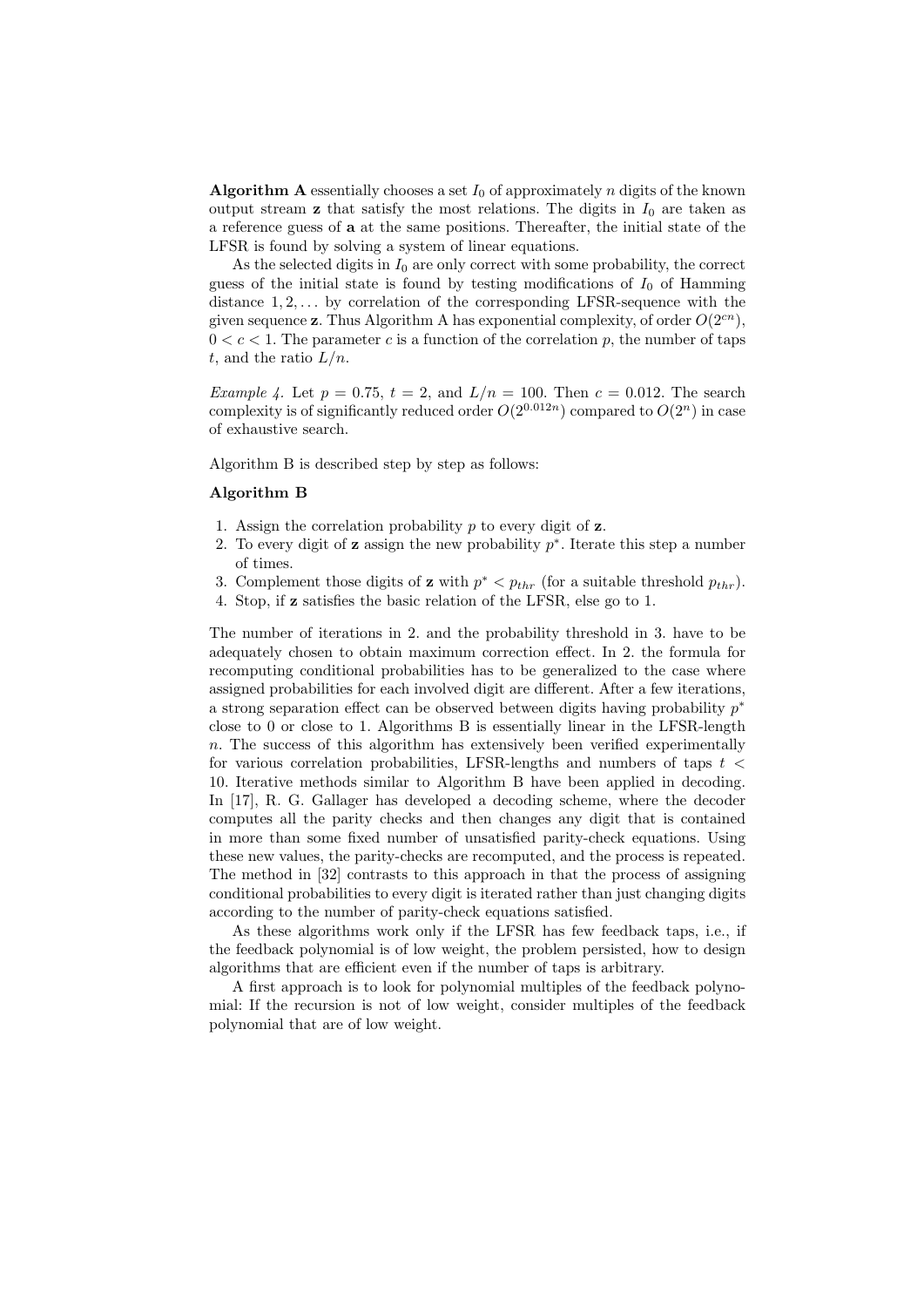**Algorithm A** essentially chooses a set $I_0$ of approximately $n$ digits of the known output stream $\mathbf{z}$ that satisfy the most relations. The digits in $I_0$ are taken as a reference guess of $\mathbf{a}$ at the same positions. Thereafter, the initial state of the LFSR is found by solving a system of linear equations.

As the selected digits in $I_0$ are only correct with some probability, the correct guess of the initial state is found by testing modifications of $I_0$ of Hamming distance $1, 2, \ldots$ by correlation of the corresponding LFSR-sequence with the given sequence $\mathbf{z}$. Thus Algorithm A has exponential complexity, of order $O(2^{cn})$, $0 < c < 1$. The parameter $c$ is a function of the correlation $p$, the number of taps $t$, and the ratio $L/n$.

*Example 4.* Let $p = 0.75$, $t = 2$, and $L/n = 100$. Then $c = 0.012$. The search complexity is of significantly reduced order $O(2^{0.012n})$ compared to $O(2^n)$ in case of exhaustive search.

Algorithm B is described step by step as follows:

**Algorithm B**

1. Assign the correlation probability $p$ to every digit of $\mathbf{z}$.
2. To every digit of $\mathbf{z}$ assign the new probability $p^*$. Iterate this step a number of times.
3. Complement those digits of $\mathbf{z}$ with $p^* < p_{thr}$ (for a suitable threshold $p_{thr}$).
4. Stop, if $\mathbf{z}$ satisfies the basic relation of the LFSR, else go to 1.

The number of iterations in 2. and the probability threshold in 3. have to be adequately chosen to obtain maximum correction effect. In 2. the formula for recomputing conditional probabilities has to be generalized to the case where assigned probabilities for each involved digit are different. After a few iterations, a strong separation effect can be observed between digits having probability $p^*$ close to 0 or close to 1. Algorithms B is essentially linear in the LFSR-length $n$. The success of this algorithm has extensively been verified experimentally for various correlation probabilities, LFSR-lengths and numbers of taps $t < 10$. Iterative methods similar to Algorithm B have been applied in decoding. In [17], R. G. Gallager has developed a decoding scheme, where the decoder computes all the parity checks and then changes any digit that is contained in more than some fixed number of unsatisfied parity-check equations. Using these new values, the parity-checks are recomputed, and the process is repeated. The method in [32] contrasts to this approach in that the process of assigning conditional probabilities to every digit is iterated rather than just changing digits according to the number of parity-check equations satisfied.

As these algorithms work only if the LFSR has few feedback taps, i.e., if the feedback polynomial is of low weight, the problem persisted, how to design algorithms that are efficient even if the number of taps is arbitrary.

A first approach is to look for polynomial multiples of the feedback polynomial: If the recursion is not of low weight, consider multiples of the feedback polynomial that are of low weight.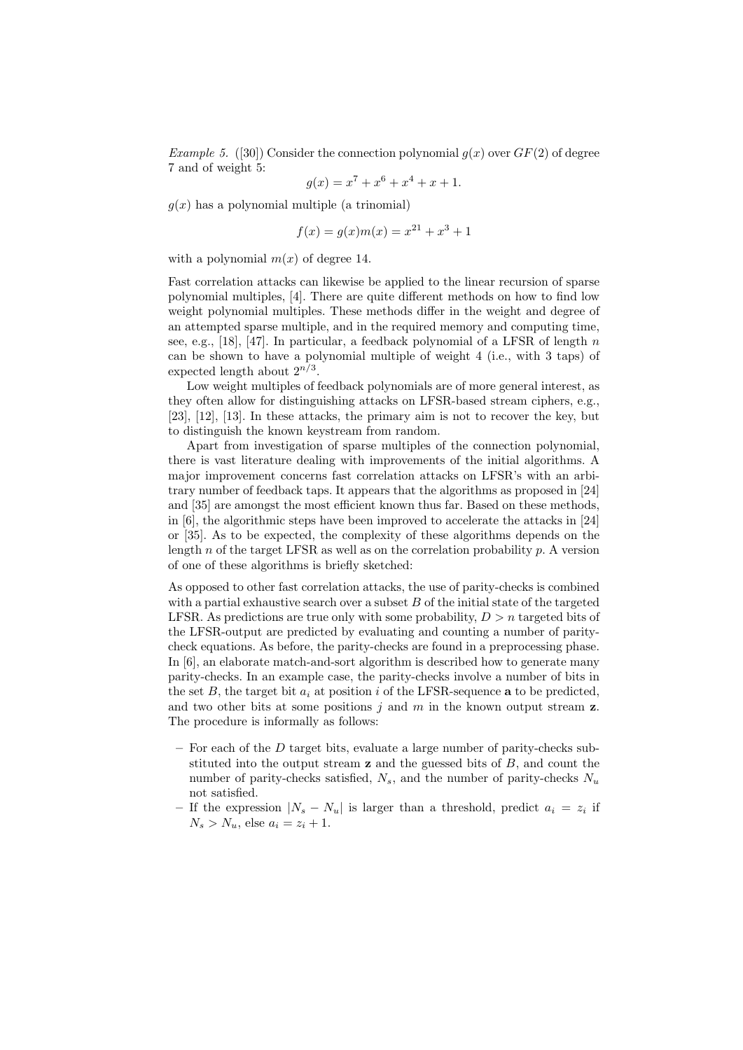*Example 5.* ([30]) Consider the connection polynomial $g(x)$ over $GF(2)$ of degree 7 and of weight 5:

$$g(x) = x^7 + x^6 + x^4 + x + 1.$$

$g(x)$ has a polynomial multiple (a trinomial)

$$f(x) = g(x)m(x) = x^{21} + x^3 + 1$$

with a polynomial $m(x)$ of degree 14.

Fast correlation attacks can likewise be applied to the linear recursion of sparse polynomial multiples, [4]. There are quite different methods on how to find low weight polynomial multiples. These methods differ in the weight and degree of an attempted sparse multiple, and in the required memory and computing time, see, e.g., [18], [47]. In particular, a feedback polynomial of a LFSR of length $n$ can be shown to have a polynomial multiple of weight 4 (i.e., with 3 taps) of expected length about $2^{n/3}$.

Low weight multiples of feedback polynomials are of more general interest, as they often allow for distinguishing attacks on LFSR-based stream ciphers, e.g., [23], [12], [13]. In these attacks, the primary aim is not to recover the key, but to distinguish the known keystream from random.

Apart from investigation of sparse multiples of the connection polynomial, there is vast literature dealing with improvements of the initial algorithms. A major improvement concerns fast correlation attacks on LFSR's with an arbitrary number of feedback taps. It appears that the algorithms as proposed in [24] and [35] are amongst the most efficient known thus far. Based on these methods, in [6], the algorithmic steps have been improved to accelerate the attacks in [24] or [35]. As to be expected, the complexity of these algorithms depends on the length $n$ of the target LFSR as well as on the correlation probability $p$. A version of one of these algorithms is briefly sketched:

As opposed to other fast correlation attacks, the use of parity-checks is combined with a partial exhaustive search over a subset $B$ of the initial state of the targeted LFSR. As predictions are true only with some probability, $D > n$ targeted bits of the LFSR-output are predicted by evaluating and counting a number of parity-check equations. As before, the parity-checks are found in a preprocessing phase. In [6], an elaborate match-and-sort algorithm is described how to generate many parity-checks. In an example case, the parity-checks involve a number of bits in the set $B$, the target bit $a_i$ at position $i$ of the LFSR-sequence $\mathbf{a}$ to be predicted, and two other bits at some positions $j$ and $m$ in the known output stream $\mathbf{z}$. The procedure is informally as follows:

- For each of the $D$ target bits, evaluate a large number of parity-checks substituted into the output stream $\mathbf{z}$ and the guessed bits of $B$, and count the number of parity-checks satisfied, $N_s$, and the number of parity-checks $N_u$ not satisfied.
- If the expression $|N_s - N_u|$ is larger than a threshold, predict $a_i = z_i$ if $N_s > N_u$, else $a_i = z_i + 1$.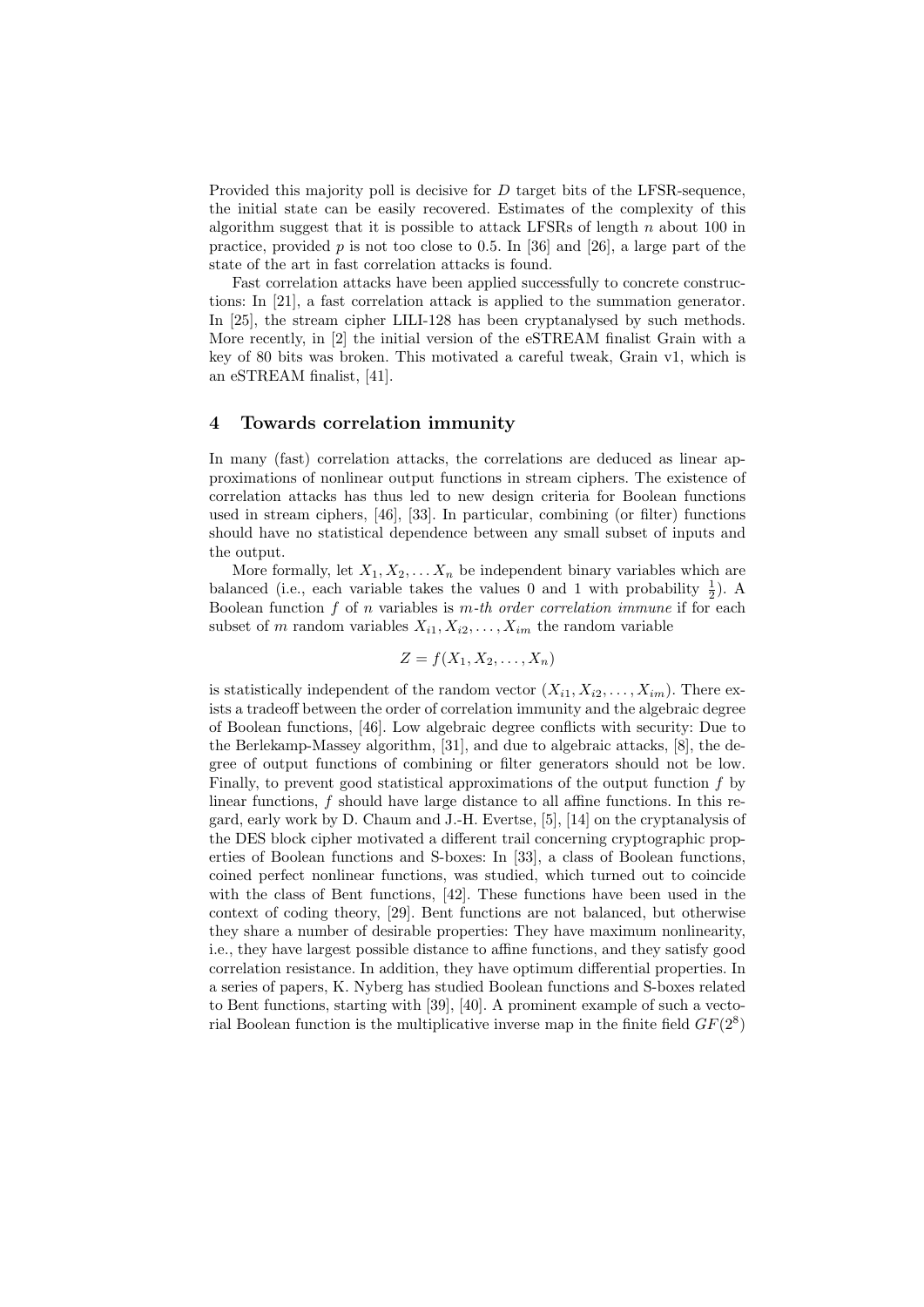Provided this majority poll is decisive for $D$ target bits of the LFSR-sequence, the initial state can be easily recovered. Estimates of the complexity of this algorithm suggest that it is possible to attack LFSRs of length $n$ about 100 in practice, provided $p$ is not too close to 0.5. In [36] and [26], a large part of the state of the art in fast correlation attacks is found.

Fast correlation attacks have been applied successfully to concrete constructions: In [21], a fast correlation attack is applied to the summation generator. In [25], the stream cipher LILI-128 has been cryptanalysed by such methods. More recently, in [2] the initial version of the eSTREAM finalist Grain with a key of 80 bits was broken. This motivated a careful tweak, Grain v1, which is an eSTREAM finalist, [41].

## 4 Towards correlation immunity

In many (fast) correlation attacks, the correlations are deduced as linear approximations of nonlinear output functions in stream ciphers. The existence of correlation attacks has thus led to new design criteria for Boolean functions used in stream ciphers, [46], [33]. In particular, combining (or filter) functions should have no statistical dependence between any small subset of inputs and the output.

More formally, let $X_1, X_2, \ldots X_n$ be independent binary variables which are balanced (i.e., each variable takes the values 0 and 1 with probability $\frac{1}{2}$). A Boolean function $f$ of $n$ variables is *m-th order correlation immune* if for each subset of $m$ random variables $X_{i1}, X_{i2}, \ldots, X_{im}$ the random variable

$$Z = f(X_1, X_2, \ldots, X_n)$$

is statistically independent of the random vector $(X_{i1}, X_{i2}, \ldots, X_{im})$. There exists a tradeoff between the order of correlation immunity and the algebraic degree of Boolean functions, [46]. Low algebraic degree conflicts with security: Due to the Berlekamp-Massey algorithm, [31], and due to algebraic attacks, [8], the degree of output functions of combining or filter generators should not be low. Finally, to prevent good statistical approximations of the output function $f$ by linear functions, $f$ should have large distance to all affine functions. In this regard, early work by D. Chaum and J.-H. Evertse, [5], [14] on the cryptanalysis of the DES block cipher motivated a different trail concerning cryptographic properties of Boolean functions and S-boxes: In [33], a class of Boolean functions, coined perfect nonlinear functions, was studied, which turned out to coincide with the class of Bent functions, [42]. These functions have been used in the context of coding theory, [29]. Bent functions are not balanced, but otherwise they share a number of desirable properties: They have maximum nonlinearity, i.e., they have largest possible distance to affine functions, and they satisfy good correlation resistance. In addition, they have optimum differential properties. In a series of papers, K. Nyberg has studied Boolean functions and S-boxes related to Bent functions, starting with [39], [40]. A prominent example of such a vectorial Boolean function is the multiplicative inverse map in the finite field $GF(2^8)$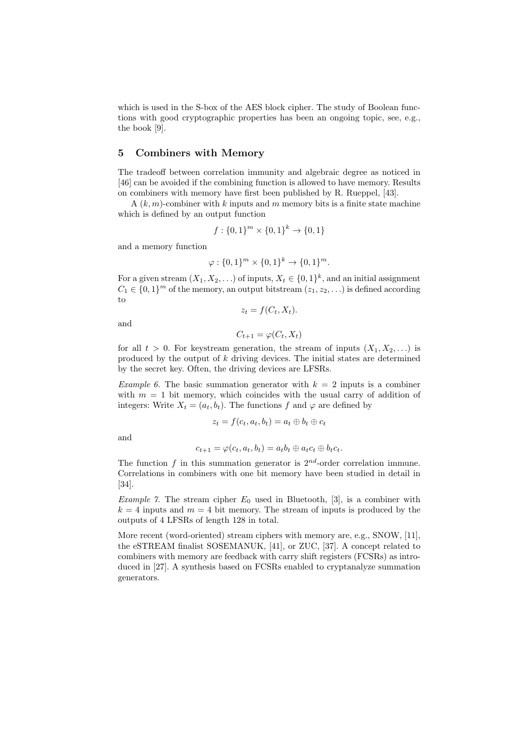which is used in the S-box of the AES block cipher. The study of Boolean functions with good cryptographic properties has been an ongoing topic, see, e.g., the book [9].

## 5 Combiners with Memory

The tradeoff between correlation immunity and algebraic degree as noticed in [46] can be avoided if the combining function is allowed to have memory. Results on combiners with memory have first been published by R. Rueppel, [43].

A $(k, m)$-combiner with $k$ inputs and $m$ memory bits is a finite state machine which is defined by an output function

$$f : \{0, 1\}^m \times \{0, 1\}^k \to \{0, 1\}$$

and a memory function

$$\varphi : \{0, 1\}^m \times \{0, 1\}^k \to \{0, 1\}^m.$$

For a given stream $(X_1, X_2, \ldots)$ of inputs, $X_t \in \{0, 1\}^k$, and an initial assignment $C_1 \in \{0, 1\}^m$ of the memory, an output bitstream $(z_1, z_2, \ldots)$ is defined according to

$$z_t = f(C_t, X_t).$$

and

$$C_{t+1} = \varphi(C_t, X_t)$$

for all $t > 0$. For keystream generation, the stream of inputs $(X_1, X_2, \ldots)$ is produced by the output of $k$ driving devices. The initial states are determined by the secret key. Often, the driving devices are LFSRs.

*Example 6.* The basic summation generator with $k = 2$ inputs is a combiner with $m = 1$ bit memory, which coincides with the usual carry of addition of integers: Write $X_t = (a_t, b_t)$. The functions $f$ and $\varphi$ are defined by

$$z_t = f(c_t, a_t, b_t) = a_t \oplus b_t \oplus c_t$$

and

$$c_{t+1} = \varphi(c_t, a_t, b_t) = a_t b_t \oplus a_t c_t \oplus b_t c_t.$$

The function $f$ in this summation generator is $2^{nd}$-order correlation immune. Correlations in combiners with one bit memory have been studied in detail in [34].

*Example 7.* The stream cipher $E_0$ used in Bluetooth, [3], is a combiner with $k = 4$ inputs and $m = 4$ bit memory. The stream of inputs is produced by the outputs of 4 LFSRs of length 128 in total.

More recent (word-oriented) stream ciphers with memory are, e.g., SNOW, [11], the eSTREAM finalist SOSEMANUK, [41], or ZUC, [37]. A concept related to combiners with memory are feedback with carry shift registers (FCSRs) as introduced in [27]. A synthesis based on FCSRs enabled to cryptanalyze summation generators.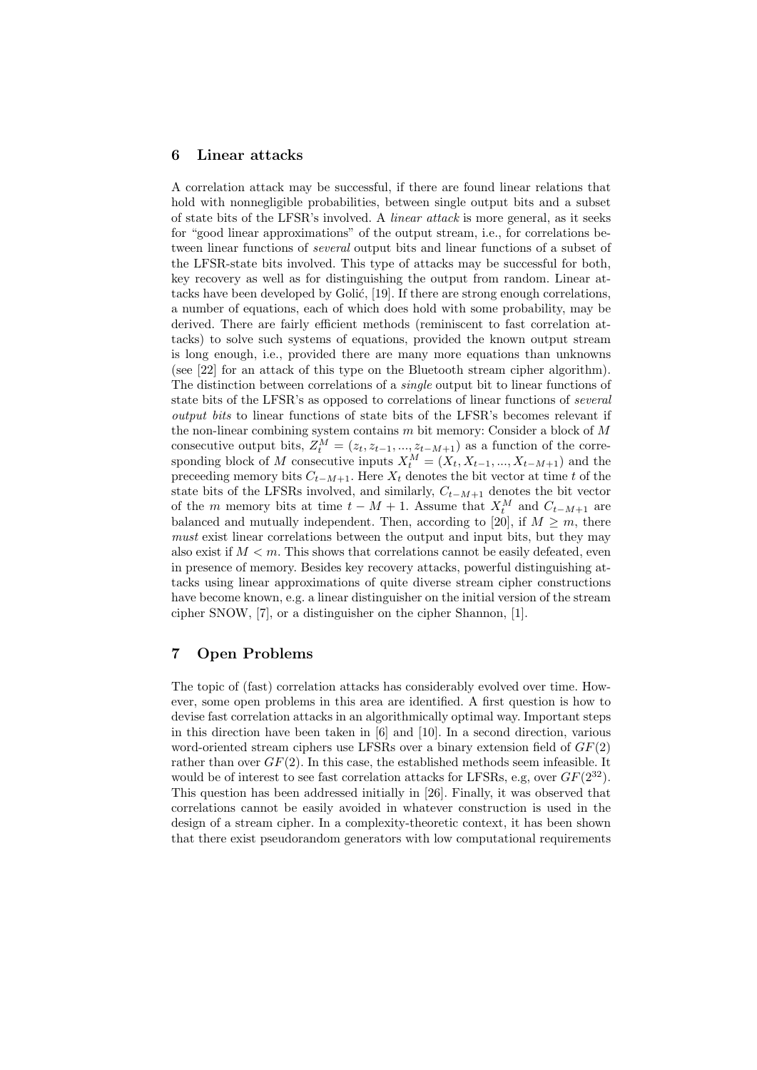## 6 Linear attacks

A correlation attack may be successful, if there are found linear relations that hold with nonnegligible probabilities, between single output bits and a subset of state bits of the LFSR's involved. A *linear attack* is more general, as it seeks for "good linear approximations" of the output stream, i.e., for correlations between linear functions of *several* output bits and linear functions of a subset of the LFSR-state bits involved. This type of attacks may be successful for both, key recovery as well as for distinguishing the output from random. Linear attacks have been developed by Golić, [19]. If there are strong enough correlations, a number of equations, each of which does hold with some probability, may be derived. There are fairly efficient methods (reminiscent to fast correlation attacks) to solve such systems of equations, provided the known output stream is long enough, i.e., provided there are many more equations than unknowns (see [22] for an attack of this type on the Bluetooth stream cipher algorithm). The distinction between correlations of a *single* output bit to linear functions of state bits of the LFSR's as opposed to correlations of linear functions of *several output bits* to linear functions of state bits of the LFSR's becomes relevant if the non-linear combining system contains $m$ bit memory: Consider a block of $M$ consecutive output bits, $Z_t^M = (z_t, z_{t-1}, ..., z_{t-M+1})$ as a function of the corresponding block of $M$ consecutive inputs $X_t^M = (X_t, X_{t-1}, ..., X_{t-M+1})$ and the preceeding memory bits $C_{t-M+1}$. Here $X_t$ denotes the bit vector at time $t$ of the state bits of the LFSRs involved, and similarly, $C_{t-M+1}$ denotes the bit vector of the $m$ memory bits at time $t - M + 1$. Assume that $X_t^M$ and $C_{t-M+1}$ are balanced and mutually independent. Then, according to [20], if $M \geq m$, there *must* exist linear correlations between the output and input bits, but they may also exist if $M < m$. This shows that correlations cannot be easily defeated, even in presence of memory. Besides key recovery attacks, powerful distinguishing attacks using linear approximations of quite diverse stream cipher constructions have become known, e.g. a linear distinguisher on the initial version of the stream cipher SNOW, [7], or a distinguisher on the cipher Shannon, [1].

## 7 Open Problems

The topic of (fast) correlation attacks has considerably evolved over time. However, some open problems in this area are identified. A first question is how to devise fast correlation attacks in an algorithmically optimal way. Important steps in this direction have been taken in [6] and [10]. In a second direction, various word-oriented stream ciphers use LFSRs over a binary extension field of $GF(2)$ rather than over $GF(2)$. In this case, the established methods seem infeasible. It would be of interest to see fast correlation attacks for LFSRs, e.g, over $GF(2^{32})$. This question has been addressed initially in [26]. Finally, it was observed that correlations cannot be easily avoided in whatever construction is used in the design of a stream cipher. In a complexity-theoretic context, it has been shown that there exist pseudorandom generators with low computational requirements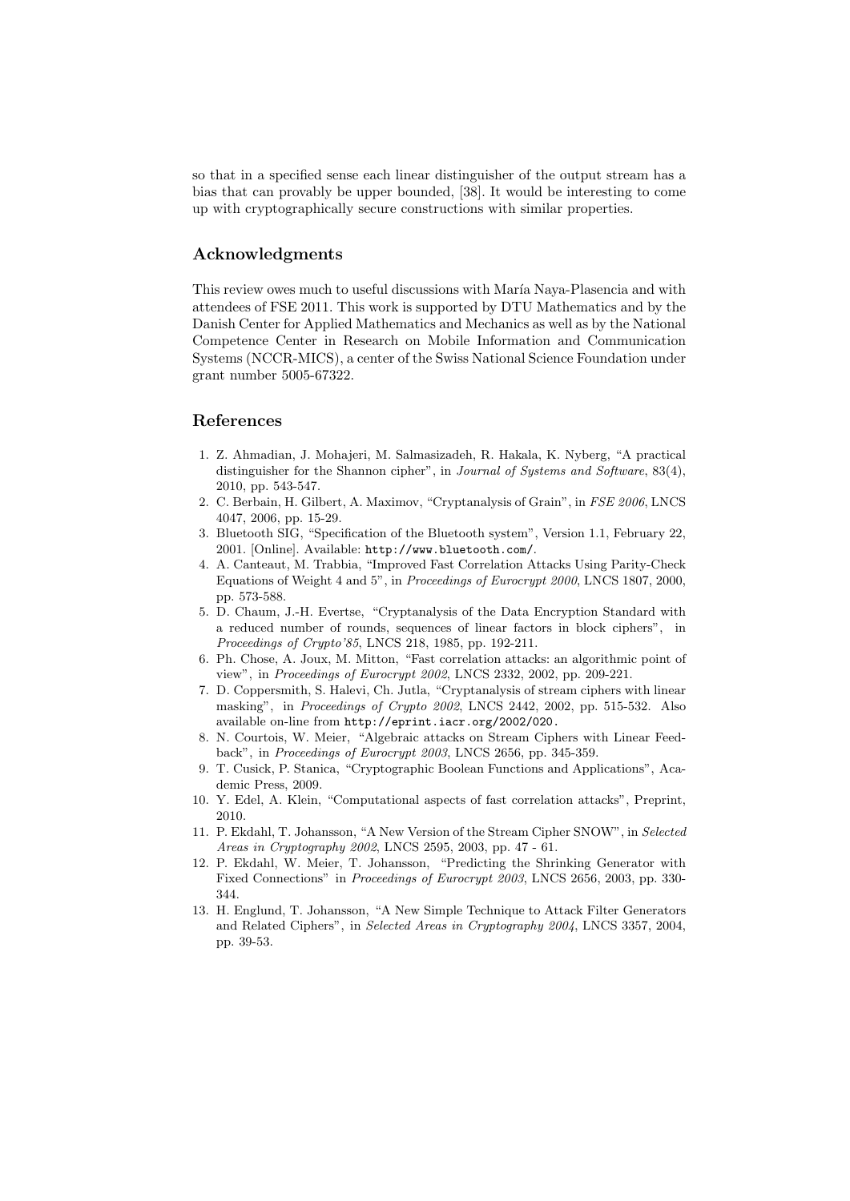so that in a specified sense each linear distinguisher of the output stream has a bias that can provably be upper bounded, [38]. It would be interesting to come up with cryptographically secure constructions with similar properties.

## Acknowledgments

This review owes much to useful discussions with María Naya-Plasencia and with attendees of FSE 2011. This work is supported by DTU Mathematics and by the Danish Center for Applied Mathematics and Mechanics as well as by the National Competence Center in Research on Mobile Information and Communication Systems (NCCR-MICS), a center of the Swiss National Science Foundation under grant number 5005-67322.

## References

1. Z. Ahmadian, J. Mohajeri, M. Salmasizadeh, R. Hakala, K. Nyberg, "A practical distinguisher for the Shannon cipher", in *Journal of Systems and Software*, 83(4), 2010, pp. 543-547.
2. C. Berbain, H. Gilbert, A. Maximov, "Cryptanalysis of Grain", in *FSE 2006*, LNCS 4047, 2006, pp. 15-29.
3. Bluetooth SIG, "Specification of the Bluetooth system", Version 1.1, February 22, 2001. [Online]. Available: `http://www.bluetooth.com/`.
4. A. Canteaut, M. Trabbia, "Improved Fast Correlation Attacks Using Parity-Check Equations of Weight 4 and 5", in *Proceedings of Eurocrypt 2000*, LNCS 1807, 2000, pp. 573-588.
5. D. Chaum, J.-H. Evertse, "Cryptanalysis of the Data Encryption Standard with a reduced number of rounds, sequences of linear factors in block ciphers", in *Proceedings of Crypto'85*, LNCS 218, 1985, pp. 192-211.
6. Ph. Chose, A. Joux, M. Mitton, "Fast correlation attacks: an algorithmic point of view", in *Proceedings of Eurocrypt 2002*, LNCS 2332, 2002, pp. 209-221.
7. D. Coppersmith, S. Halevi, Ch. Jutla, "Cryptanalysis of stream ciphers with linear masking", in *Proceedings of Crypto 2002*, LNCS 2442, 2002, pp. 515-532. Also available on-line from `http://eprint.iacr.org/2002/020.`
8. N. Courtois, W. Meier, "Algebraic attacks on Stream Ciphers with Linear Feedback", in *Proceedings of Eurocrypt 2003*, LNCS 2656, pp. 345-359.
9. T. Cusick, P. Stanica, "Cryptographic Boolean Functions and Applications", Academic Press, 2009.
10. Y. Edel, A. Klein, "Computational aspects of fast correlation attacks", Preprint, 2010.
11. P. Ekdahl, T. Johansson, "A New Version of the Stream Cipher SNOW", in *Selected Areas in Cryptography 2002*, LNCS 2595, 2003, pp. 47 - 61.
12. P. Ekdahl, W. Meier, T. Johansson, "Predicting the Shrinking Generator with Fixed Connections" in *Proceedings of Eurocrypt 2003*, LNCS 2656, 2003, pp. 330-344.
13. H. Englund, T. Johansson, "A New Simple Technique to Attack Filter Generators and Related Ciphers", in *Selected Areas in Cryptography 2004*, LNCS 3357, 2004, pp. 39-53.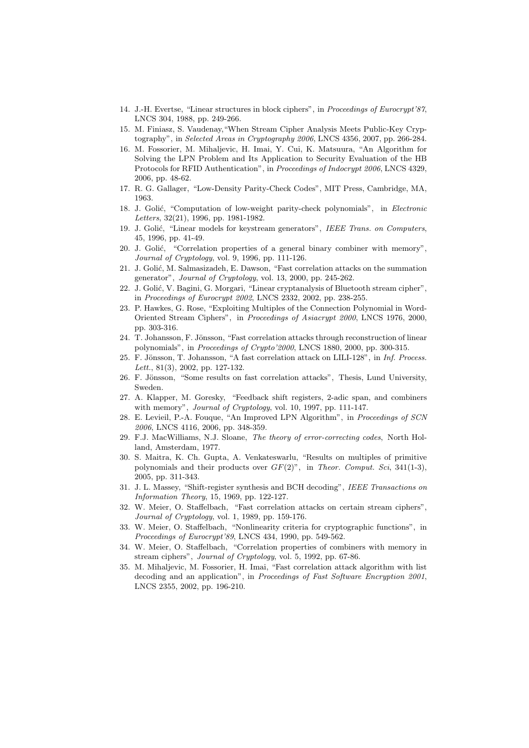14. J.-H. Evertse, "Linear structures in block ciphers", in *Proceedings of Eurocrypt'87*, LNCS 304, 1988, pp. 249-266.
15. M. Finiasz, S. Vaudenay,"When Stream Cipher Analysis Meets Public-Key Cryptography", in *Selected Areas in Cryptography 2006*, LNCS 4356, 2007, pp. 266-284.
16. M. Fossorier, M. Mihaljevic, H. Imai, Y. Cui, K. Matsuura, "An Algorithm for Solving the LPN Problem and Its Application to Security Evaluation of the HB Protocols for RFID Authentication", in *Proceedings of Indocrypt 2006*, LNCS 4329, 2006, pp. 48-62.
17. R. G. Gallager, "Low-Density Parity-Check Codes", MIT Press, Cambridge, MA, 1963.
18. J. Golić, "Computation of low-weight parity-check polynomials", in *Electronic Letters*, 32(21), 1996, pp. 1981-1982.
19. J. Golić, "Linear models for keystream generators", *IEEE Trans. on Computers*, 45, 1996, pp. 41-49.
20. J. Golić, "Correlation properties of a general binary combiner with memory", *Journal of Cryptology*, vol. 9, 1996, pp. 111-126.
21. J. Golić, M. Salmasizadeh, E. Dawson, "Fast correlation attacks on the summation generator", *Journal of Cryptology*, vol. 13, 2000, pp. 245-262.
22. J. Golić, V. Bagini, G. Morgari, "Linear cryptanalysis of Bluetooth stream cipher", in *Proceedings of Eurocrypt 2002*, LNCS 2332, 2002, pp. 238-255.
23. P. Hawkes, G. Rose, "Exploiting Multiples of the Connection Polynomial in Word-Oriented Stream Ciphers", in *Proceedings of Asiacrypt 2000*, LNCS 1976, 2000, pp. 303-316.
24. T. Johansson, F. Jönsson, "Fast correlation attacks through reconstruction of linear polynomials", in *Proceedings of Crypto'2000*, LNCS 1880, 2000, pp. 300-315.
25. F. Jönsson, T. Johansson, "A fast correlation attack on LILI-128", in *Inf. Process. Lett.*, 81(3), 2002, pp. 127-132.
26. F. Jönsson, "Some results on fast correlation attacks", Thesis, Lund University, Sweden.
27. A. Klapper, M. Goresky, "Feedback shift registers, 2-adic span, and combiners with memory", *Journal of Cryptology*, vol. 10, 1997, pp. 111-147.
28. E. Levieil, P.-A. Fouque, "An Improved LPN Algorithm", in *Proceedings of SCN 2006*, LNCS 4116, 2006, pp. 348-359.
29. F.J. MacWilliams, N.J. Sloane, *The theory of error-correcting codes*, North Holland, Amsterdam, 1977.
30. S. Maitra, K. Ch. Gupta, A. Venkateswarlu, "Results on multiples of primitive polynomials and their products over $GF(2)$", in *Theor. Comput. Sci*, 341(1-3), 2005, pp. 311-343.
31. J. L. Massey, "Shift-register synthesis and BCH decoding", *IEEE Transactions on Information Theory*, 15, 1969, pp. 122-127.
32. W. Meier, O. Staffelbach, "Fast correlation attacks on certain stream ciphers", *Journal of Cryptology*, vol. 1, 1989, pp. 159-176.
33. W. Meier, O. Staffelbach, "Nonlinearity criteria for cryptographic functions", in *Proceedings of Eurocrypt'89*, LNCS 434, 1990, pp. 549-562.
34. W. Meier, O. Staffelbach, "Correlation properties of combiners with memory in stream ciphers", *Journal of Cryptology*, vol. 5, 1992, pp. 67-86.
35. M. Mihaljevic, M. Fossorier, H. Imai, "Fast correlation attack algorithm with list decoding and an application", in *Proceedings of Fast Software Encryption 2001*, LNCS 2355, 2002, pp. 196-210.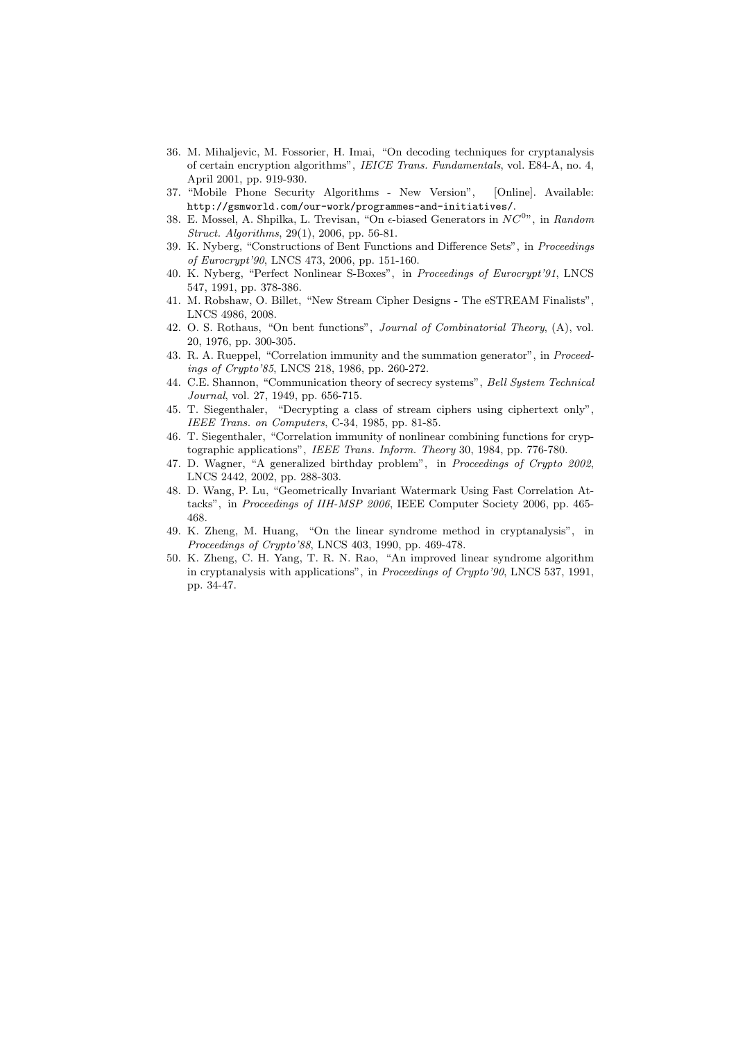36. M. Mihaljevic, M. Fossorier, H. Imai, "On decoding techniques for cryptanalysis of certain encryption algorithms", *IEICE Trans. Fundamentals*, vol. E84-A, no. 4, April 2001, pp. 919-930.
37. "Mobile Phone Security Algorithms - New Version", [Online]. Available: `http://gsmworld.com/our-work/programmes-and-initiatives/`.
38. E. Mossel, A. Shpilka, L. Trevisan, "On $\epsilon$-biased Generators in $NC^0$", in *Random Struct. Algorithms*, 29(1), 2006, pp. 56-81.
39. K. Nyberg, "Constructions of Bent Functions and Difference Sets", in *Proceedings of Eurocrypt'90*, LNCS 473, 2006, pp. 151-160.
40. K. Nyberg, "Perfect Nonlinear S-Boxes", in *Proceedings of Eurocrypt'91*, LNCS 547, 1991, pp. 378-386.
41. M. Robshaw, O. Billet, "New Stream Cipher Designs - The eSTREAM Finalists", LNCS 4986, 2008.
42. O. S. Rothaus, "On bent functions", *Journal of Combinatorial Theory*, (A), vol. 20, 1976, pp. 300-305.
43. R. A. Rueppel, "Correlation immunity and the summation generator", in *Proceedings of Crypto'85*, LNCS 218, 1986, pp. 260-272.
44. C.E. Shannon, "Communication theory of secrecy systems", *Bell System Technical Journal*, vol. 27, 1949, pp. 656-715.
45. T. Siegenthaler, "Decrypting a class of stream ciphers using ciphertext only", *IEEE Trans. on Computers*, C-34, 1985, pp. 81-85.
46. T. Siegenthaler, "Correlation immunity of nonlinear combining functions for cryptographic applications", *IEEE Trans. Inform. Theory* 30, 1984, pp. 776-780.
47. D. Wagner, "A generalized birthday problem", in *Proceedings of Crypto 2002*, LNCS 2442, 2002, pp. 288-303.
48. D. Wang, P. Lu, "Geometrically Invariant Watermark Using Fast Correlation Attacks", in *Proceedings of IIH-MSP 2006*, IEEE Computer Society 2006, pp. 465-468.
49. K. Zheng, M. Huang, "On the linear syndrome method in cryptanalysis", in *Proceedings of Crypto'88*, LNCS 403, 1990, pp. 469-478.
50. K. Zheng, C. H. Yang, T. R. N. Rao, "An improved linear syndrome algorithm in cryptanalysis with applications", in *Proceedings of Crypto'90*, LNCS 537, 1991, pp. 34-47.